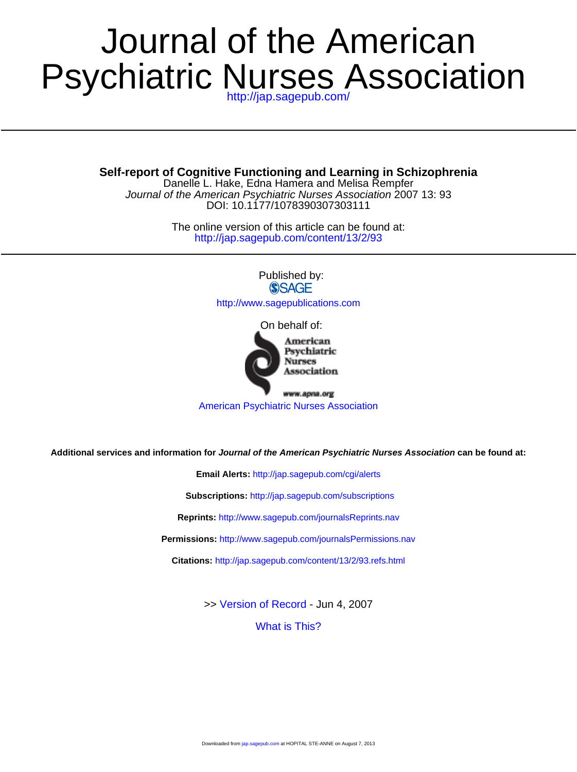# Journal of the American Psychiatric Nurses Association

http://jap.sagepub.com/

## Self-report of Cognitive Functioning and Learning in Schizophrenia

Danelle L. Hake, Edna Hamera and Melisa Rempfer

*Journal of the American Psychiatric Nurses Association* 2007 13: 93

DOI: 10.1177/1078390307303111

The online version of this article can be found at:

http://jap.sagepub.com/content/13/2/93

Published by:

SAGE

http://www.sagepublications.com

On behalf of:

American Psychiatric Nurses Association

www.apna.org

American Psychiatric Nurses Association

**Additional services and information for *Journal of the American Psychiatric Nurses Association* can be found at:**

**Email Alerts:** http://jap.sagepub.com/cgi/alerts

**Subscriptions:** http://jap.sagepub.com/subscriptions

**Reprints:** http://www.sagepub.com/journalsReprints.nav

**Permissions:** http://www.sagepub.com/journalsPermissions.nav

**Citations:** http://jap.sagepub.com/content/13/2/93.refs.html

>> Version of Record - Jun 4, 2007

What is This?

Downloaded from jap.sagepub.com at HOPITAL STE-ANNE on August 7, 2013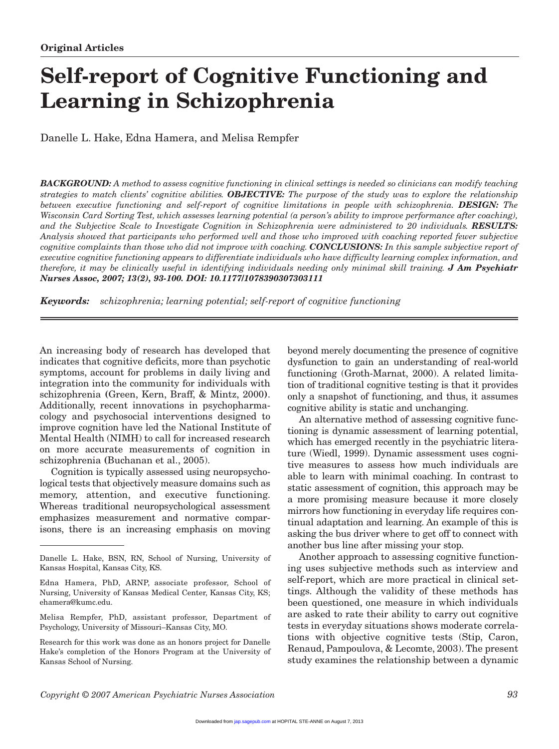**Original Articles**

# Self-report of Cognitive Functioning and Learning in Schizophrenia

Danelle L. Hake, Edna Hamera, and Melisa Rempfer

***BACKGROUND:*** *A method to assess cognitive functioning in clinical settings is needed so clinicians can modify teaching strategies to match clients' cognitive abilities.* ***OBJECTIVE:*** *The purpose of the study was to explore the relationship between executive functioning and self-report of cognitive limitations in people with schizophrenia.* ***DESIGN:*** *The Wisconsin Card Sorting Test, which assesses learning potential (a person's ability to improve performance after coaching), and the Subjective Scale to Investigate Cognition in Schizophrenia were administered to 20 individuals.* ***RESULTS:*** *Analysis showed that participants who performed well and those who improved with coaching reported fewer subjective cognitive complaints than those who did not improve with coaching.* ***CONCLUSIONS:*** *In this sample subjective report of executive cognitive functioning appears to differentiate individuals who have difficulty learning complex information, and therefore, it may be clinically useful in identifying individuals needing only minimal skill training.* ***J Am Psychiatr Nurses Assoc, 2007; 13(2), 93-100. DOI: 10.1177/1078390307303111***

***Keywords:*** *schizophrenia; learning potential; self-report of cognitive functioning*

---

An increasing body of research has developed that indicates that cognitive deficits, more than psychotic symptoms, account for problems in daily living and integration into the community for individuals with schizophrenia (Green, Kern, Braff, & Mintz, 2000). Additionally, recent innovations in psychopharmacology and psychosocial interventions designed to improve cognition have led the National Institute of Mental Health (NIMH) to call for increased research on more accurate measurements of cognition in schizophrenia (Buchanan et al., 2005).

Cognition is typically assessed using neuropsychological tests that objectively measure domains such as memory, attention, and executive functioning. Whereas traditional neuropsychological assessment emphasizes measurement and normative comparisons, there is an increasing emphasis on moving beyond merely documenting the presence of cognitive dysfunction to gain an understanding of real-world functioning (Groth-Marnat, 2000). A related limitation of traditional cognitive testing is that it provides only a snapshot of functioning, and thus, it assumes cognitive ability is static and unchanging.

An alternative method of assessing cognitive functioning is dynamic assessment of learning potential, which has emerged recently in the psychiatric literature (Wiedl, 1999). Dynamic assessment uses cognitive measures to assess how much individuals are able to learn with minimal coaching. In contrast to static assessment of cognition, this approach may be a more promising measure because it more closely mirrors how functioning in everyday life requires continual adaptation and learning. An example of this is asking the bus driver where to get off to connect with another bus line after missing your stop.

Another approach to assessing cognitive functioning uses subjective methods such as interview and self-report, which are more practical in clinical settings. Although the validity of these methods has been questioned, one measure in which individuals are asked to rate their ability to carry out cognitive tests in everyday situations shows moderate correlations with objective cognitive tests (Stip, Caron, Renaud, Pampoulova, & Lecomte, 2003). The present study examines the relationship between a dynamic

---

Danelle L. Hake, BSN, RN, School of Nursing, University of Kansas Hospital, Kansas City, KS.

Edna Hamera, PhD, ARNP, associate professor, School of Nursing, University of Kansas Medical Center, Kansas City, KS; ehamera@kumc.edu.

Melisa Rempfer, PhD, assistant professor, Department of Psychology, University of Missouri–Kansas City, MO.

Research for this work was done as an honors project for Danelle Hake's completion of the Honors Program at the University of Kansas School of Nursing.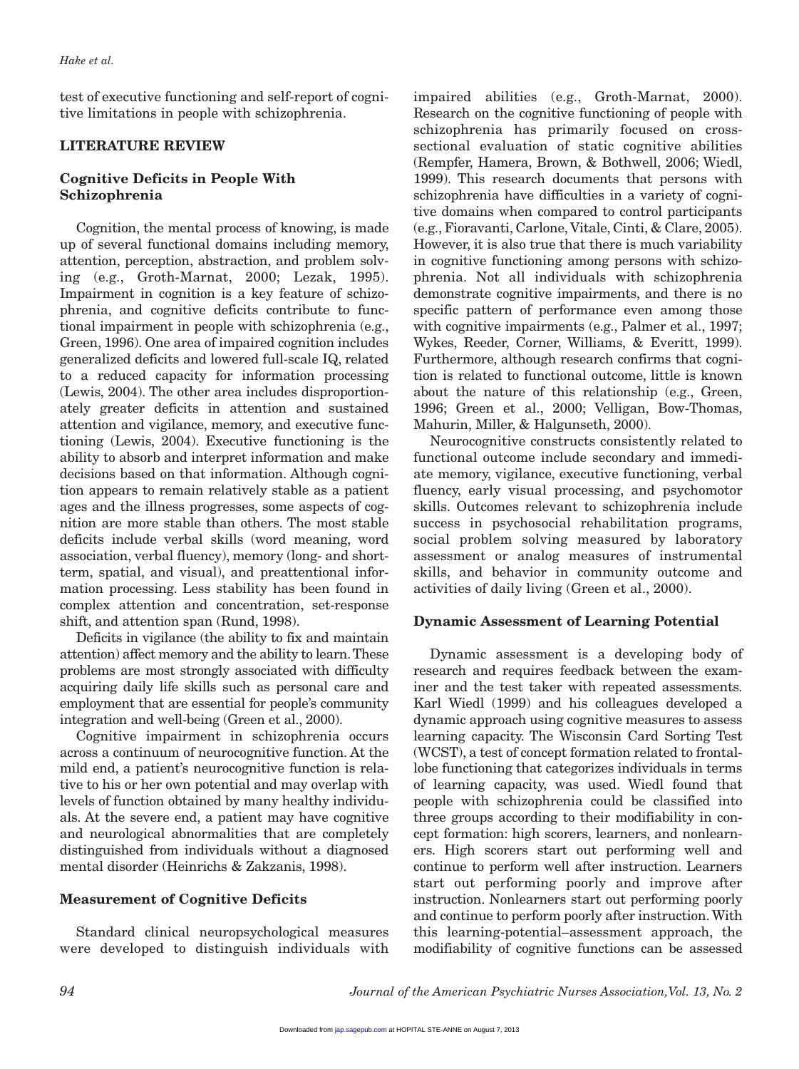test of executive functioning and self-report of cognitive limitations in people with schizophrenia.

## LITERATURE REVIEW

### Cognitive Deficits in People With Schizophrenia

Cognition, the mental process of knowing, is made up of several functional domains including memory, attention, perception, abstraction, and problem solving (e.g., Groth-Marnat, 2000; Lezak, 1995). Impairment in cognition is a key feature of schizophrenia, and cognitive deficits contribute to functional impairment in people with schizophrenia (e.g., Green, 1996). One area of impaired cognition includes generalized deficits and lowered full-scale IQ, related to a reduced capacity for information processing (Lewis, 2004). The other area includes disproportionately greater deficits in attention and sustained attention and vigilance, memory, and executive functioning (Lewis, 2004). Executive functioning is the ability to absorb and interpret information and make decisions based on that information. Although cognition appears to remain relatively stable as a patient ages and the illness progresses, some aspects of cognition are more stable than others. The most stable deficits include verbal skills (word meaning, word association, verbal fluency), memory (long- and short-term, spatial, and visual), and preattentional information processing. Less stability has been found in complex attention and concentration, set-response shift, and attention span (Rund, 1998).

Deficits in vigilance (the ability to fix and maintain attention) affect memory and the ability to learn. These problems are most strongly associated with difficulty acquiring daily life skills such as personal care and employment that are essential for people's community integration and well-being (Green et al., 2000).

Cognitive impairment in schizophrenia occurs across a continuum of neurocognitive function. At the mild end, a patient's neurocognitive function is relative to his or her own potential and may overlap with levels of function obtained by many healthy individuals. At the severe end, a patient may have cognitive and neurological abnormalities that are completely distinguished from individuals without a diagnosed mental disorder (Heinrichs & Zakzanis, 1998).

### Measurement of Cognitive Deficits

Standard clinical neuropsychological measures were developed to distinguish individuals with impaired abilities (e.g., Groth-Marnat, 2000). Research on the cognitive functioning of people with schizophrenia has primarily focused on cross-sectional evaluation of static cognitive abilities (Rempfer, Hamera, Brown, & Bothwell, 2006; Wiedl, 1999). This research documents that persons with schizophrenia have difficulties in a variety of cognitive domains when compared to control participants (e.g., Fioravanti, Carlone, Vitale, Cinti, & Clare, 2005). However, it is also true that there is much variability in cognitive functioning among persons with schizophrenia. Not all individuals with schizophrenia demonstrate cognitive impairments, and there is no specific pattern of performance even among those with cognitive impairments (e.g., Palmer et al., 1997; Wykes, Reeder, Corner, Williams, & Everitt, 1999). Furthermore, although research confirms that cognition is related to functional outcome, little is known about the nature of this relationship (e.g., Green, 1996; Green et al., 2000; Velligan, Bow-Thomas, Mahurin, Miller, & Halgunseth, 2000).

Neurocognitive constructs consistently related to functional outcome include secondary and immediate memory, vigilance, executive functioning, verbal fluency, early visual processing, and psychomotor skills. Outcomes relevant to schizophrenia include success in psychosocial rehabilitation programs, social problem solving measured by laboratory assessment or analog measures of instrumental skills, and behavior in community outcome and activities of daily living (Green et al., 2000).

### Dynamic Assessment of Learning Potential

Dynamic assessment is a developing body of research and requires feedback between the examiner and the test taker with repeated assessments. Karl Wiedl (1999) and his colleagues developed a dynamic approach using cognitive measures to assess learning capacity. The Wisconsin Card Sorting Test (WCST), a test of concept formation related to frontal-lobe functioning that categorizes individuals in terms of learning capacity, was used. Wiedl found that people with schizophrenia could be classified into three groups according to their modifiability in concept formation: high scorers, learners, and nonlearners. High scorers start out performing well and continue to perform well after instruction. Learners start out performing poorly and improve after instruction. Nonlearners start out performing poorly and continue to perform poorly after instruction. With this learning-potential–assessment approach, the modifiability of cognitive functions can be assessed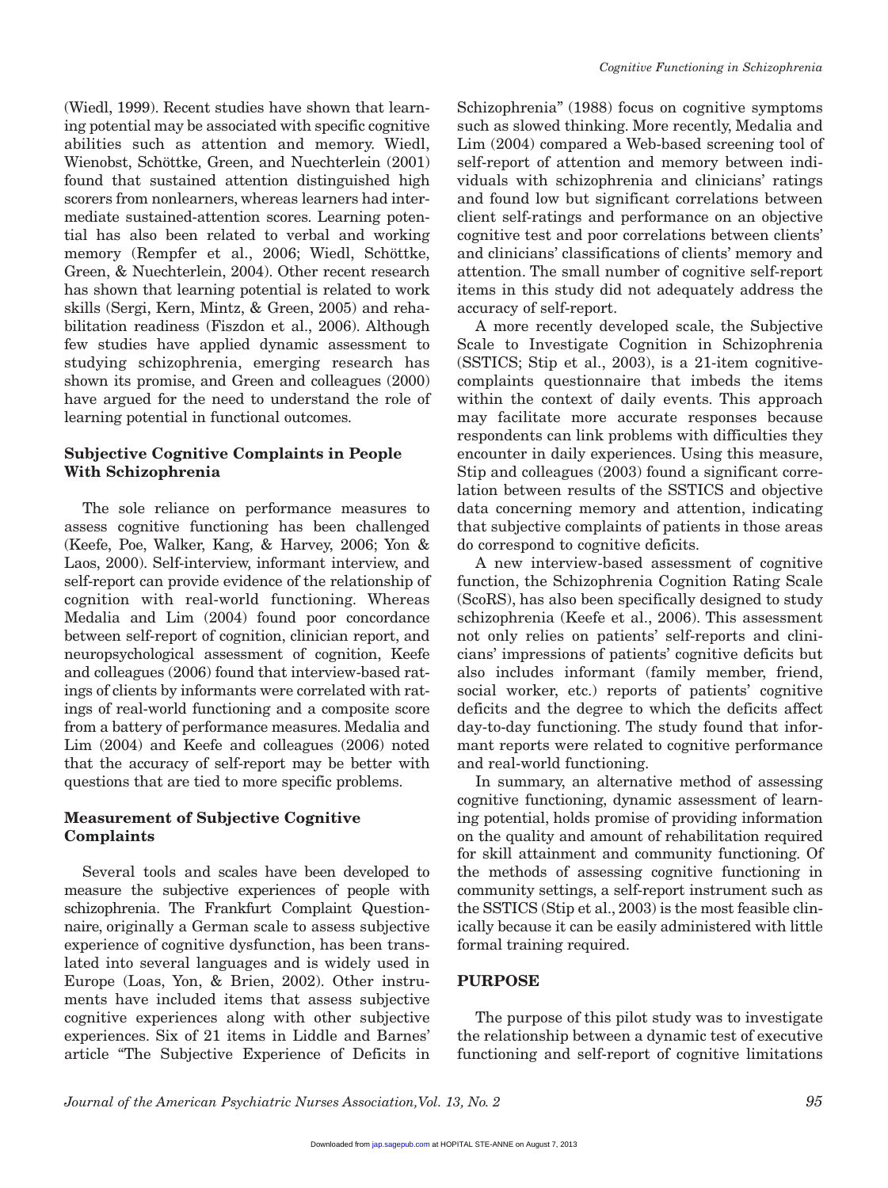(Wiedl, 1999). Recent studies have shown that learning potential may be associated with specific cognitive abilities such as attention and memory. Wiedl, Wienobst, Schöttke, Green, and Nuechterlein (2001) found that sustained attention distinguished high scorers from nonlearners, whereas learners had intermediate sustained-attention scores. Learning potential has also been related to verbal and working memory (Rempfer et al., 2006; Wiedl, Schöttke, Green, & Nuechterlein, 2004). Other recent research has shown that learning potential is related to work skills (Sergi, Kern, Mintz, & Green, 2005) and rehabilitation readiness (Fiszdon et al., 2006). Although few studies have applied dynamic assessment to studying schizophrenia, emerging research has shown its promise, and Green and colleagues (2000) have argued for the need to understand the role of learning potential in functional outcomes.

### Subjective Cognitive Complaints in People With Schizophrenia

The sole reliance on performance measures to assess cognitive functioning has been challenged (Keefe, Poe, Walker, Kang, & Harvey, 2006; Yon & Laos, 2000). Self-interview, informant interview, and self-report can provide evidence of the relationship of cognition with real-world functioning. Whereas Medalia and Lim (2004) found poor concordance between self-report of cognition, clinician report, and neuropsychological assessment of cognition, Keefe and colleagues (2006) found that interview-based ratings of clients by informants were correlated with ratings of real-world functioning and a composite score from a battery of performance measures. Medalia and Lim (2004) and Keefe and colleagues (2006) noted that the accuracy of self-report may be better with questions that are tied to more specific problems.

### Measurement of Subjective Cognitive Complaints

Several tools and scales have been developed to measure the subjective experiences of people with schizophrenia. The Frankfurt Complaint Questionnaire, originally a German scale to assess subjective experience of cognitive dysfunction, has been translated into several languages and is widely used in Europe (Loas, Yon, & Brien, 2002). Other instruments have included items that assess subjective cognitive experiences along with other subjective experiences. Six of 21 items in Liddle and Barnes' article "The Subjective Experience of Deficits in Schizophrenia" (1988) focus on cognitive symptoms such as slowed thinking. More recently, Medalia and Lim (2004) compared a Web-based screening tool of self-report of attention and memory between individuals with schizophrenia and clinicians' ratings and found low but significant correlations between client self-ratings and performance on an objective cognitive test and poor correlations between clients' and clinicians' classifications of clients' memory and attention. The small number of cognitive self-report items in this study did not adequately address the accuracy of self-report.

A more recently developed scale, the Subjective Scale to Investigate Cognition in Schizophrenia (SSTICS; Stip et al., 2003), is a 21-item cognitive-complaints questionnaire that imbeds the items within the context of daily events. This approach may facilitate more accurate responses because respondents can link problems with difficulties they encounter in daily experiences. Using this measure, Stip and colleagues (2003) found a significant correlation between results of the SSTICS and objective data concerning memory and attention, indicating that subjective complaints of patients in those areas do correspond to cognitive deficits.

A new interview-based assessment of cognitive function, the Schizophrenia Cognition Rating Scale (ScoRS), has also been specifically designed to study schizophrenia (Keefe et al., 2006). This assessment not only relies on patients' self-reports and clinicians' impressions of patients' cognitive deficits but also includes informant (family member, friend, social worker, etc.) reports of patients' cognitive deficits and the degree to which the deficits affect day-to-day functioning. The study found that informant reports were related to cognitive performance and real-world functioning.

In summary, an alternative method of assessing cognitive functioning, dynamic assessment of learning potential, holds promise of providing information on the quality and amount of rehabilitation required for skill attainment and community functioning. Of the methods of assessing cognitive functioning in community settings, a self-report instrument such as the SSTICS (Stip et al., 2003) is the most feasible clinically because it can be easily administered with little formal training required.

## PURPOSE

The purpose of this pilot study was to investigate the relationship between a dynamic test of executive functioning and self-report of cognitive limitations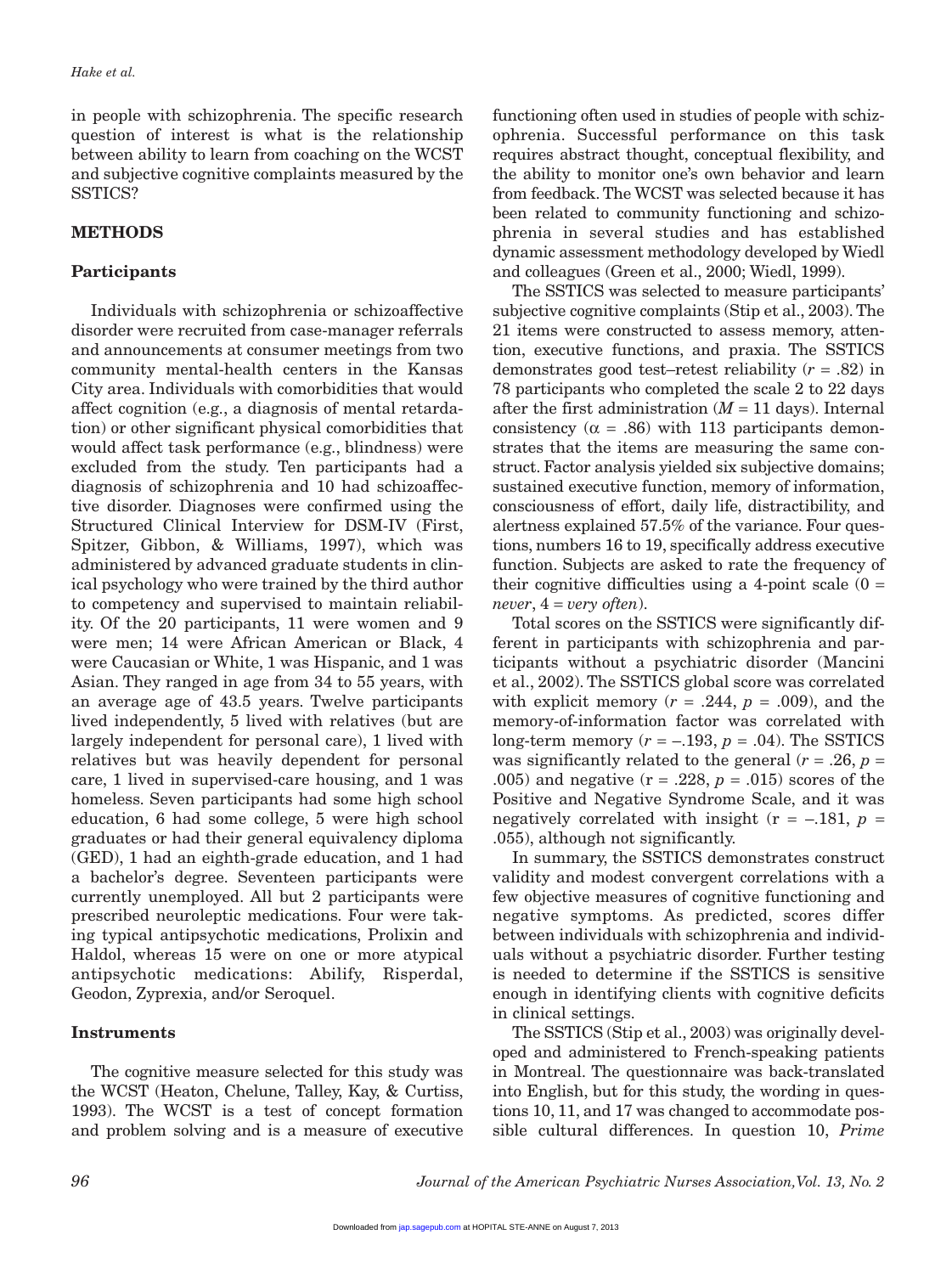in people with schizophrenia. The specific research question of interest is what is the relationship between ability to learn from coaching on the WCST and subjective cognitive complaints measured by the SSTICS?

## METHODS

### Participants

Individuals with schizophrenia or schizoaffective disorder were recruited from case-manager referrals and announcements at consumer meetings from two community mental-health centers in the Kansas City area. Individuals with comorbidities that would affect cognition (e.g., a diagnosis of mental retardation) or other significant physical comorbidities that would affect task performance (e.g., blindness) were excluded from the study. Ten participants had a diagnosis of schizophrenia and 10 had schizoaffective disorder. Diagnoses were confirmed using the Structured Clinical Interview for DSM-IV (First, Spitzer, Gibbon, & Williams, 1997), which was administered by advanced graduate students in clinical psychology who were trained by the third author to competency and supervised to maintain reliability. Of the 20 participants, 11 were women and 9 were men; 14 were African American or Black, 4 were Caucasian or White, 1 was Hispanic, and 1 was Asian. They ranged in age from 34 to 55 years, with an average age of 43.5 years. Twelve participants lived independently, 5 lived with relatives (but are largely independent for personal care), 1 lived with relatives but was heavily dependent for personal care, 1 lived in supervised-care housing, and 1 was homeless. Seven participants had some high school education, 6 had some college, 5 were high school graduates or had their general equivalency diploma (GED), 1 had an eighth-grade education, and 1 had a bachelor's degree. Seventeen participants were currently unemployed. All but 2 participants were prescribed neuroleptic medications. Four were taking typical antipsychotic medications, Prolixin and Haldol, whereas 15 were on one or more atypical antipsychotic medications: Abilify, Risperdal, Geodon, Zyprexia, and/or Seroquel.

### Instruments

The cognitive measure selected for this study was the WCST (Heaton, Chelune, Talley, Kay, & Curtiss, 1993). The WCST is a test of concept formation and problem solving and is a measure of executive functioning often used in studies of people with schizophrenia. Successful performance on this task requires abstract thought, conceptual flexibility, and the ability to monitor one's own behavior and learn from feedback. The WCST was selected because it has been related to community functioning and schizophrenia in several studies and has established dynamic assessment methodology developed by Wiedl and colleagues (Green et al., 2000; Wiedl, 1999).

The SSTICS was selected to measure participants' subjective cognitive complaints (Stip et al., 2003). The 21 items were constructed to assess memory, attention, executive functions, and praxia. The SSTICS demonstrates good test–retest reliability ($r$ = .82) in 78 participants who completed the scale 2 to 22 days after the first administration ($M$ = 11 days). Internal consistency ($\alpha$ = .86) with 113 participants demonstrates that the items are measuring the same construct. Factor analysis yielded six subjective domains; sustained executive function, memory of information, consciousness of effort, daily life, distractibility, and alertness explained 57.5% of the variance. Four questions, numbers 16 to 19, specifically address executive function. Subjects are asked to rate the frequency of their cognitive difficulties using a 4-point scale (0 = *never*, 4 = *very often*).

Total scores on the SSTICS were significantly different in participants with schizophrenia and participants without a psychiatric disorder (Mancini et al., 2002). The SSTICS global score was correlated with explicit memory ($r$ = .244, $p$ = .009), and the memory-of-information factor was correlated with long-term memory ($r$ = –.193, $p$ = .04). The SSTICS was significantly related to the general ($r$ = .26, $p$ = .005) and negative ($r$ = .228, $p$ = .015) scores of the Positive and Negative Syndrome Scale, and it was negatively correlated with insight ($r$ = –.181, $p$ = .055), although not significantly.

In summary, the SSTICS demonstrates construct validity and modest convergent correlations with a few objective measures of cognitive functioning and negative symptoms. As predicted, scores differ between individuals with schizophrenia and individuals without a psychiatric disorder. Further testing is needed to determine if the SSTICS is sensitive enough in identifying clients with cognitive deficits in clinical settings.

The SSTICS (Stip et al., 2003) was originally developed and administered to French-speaking patients in Montreal. The questionnaire was back-translated into English, but for this study, the wording in questions 10, 11, and 17 was changed to accommodate possible cultural differences. In question 10, *Prime*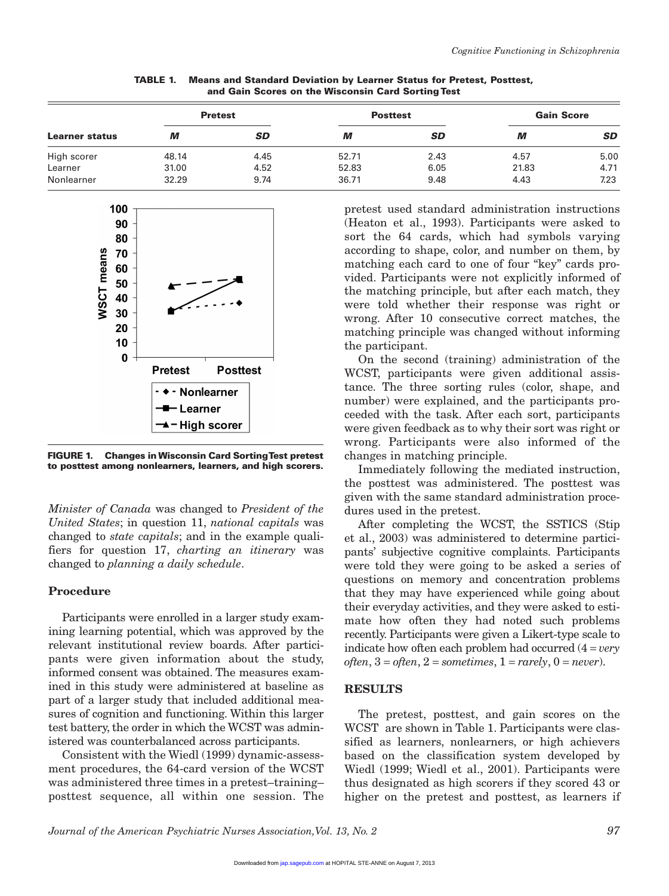**TABLE 1. Means and Standard Deviation by Learner Status for Pretest, Posttest, and Gain Scores on the Wisconsin Card Sorting Test**

| Learner status | Pretest | | Posttest | | Gain Score | |
|---|---|---|---|---|---|---|
| | *M* | *SD* | *M* | *SD* | *M* | *SD* |
| High scorer | 48.14 | 4.45 | 52.71 | 2.43 | 4.57 | 5.00 |
| Learner | 31.00 | 4.52 | 52.83 | 6.05 | 21.83 | 4.71 |
| Nonlearner | 32.29 | 9.74 | 36.71 | 9.48 | 4.43 | 7.23 |

**FIGURE 1. Changes in Wisconsin Card Sorting Test pretest to posttest among nonlearners, learners, and high scorers.**

*Minister of Canada* was changed to *President of the United States*; in question 11, *national capitals* was changed to *state capitals*; and in the example qualifiers for question 17, *charting an itinerary* was changed to *planning a daily schedule*.

### Procedure

Participants were enrolled in a larger study examining learning potential, which was approved by the relevant institutional review boards. After participants were given information about the study, informed consent was obtained. The measures examined in this study were administered at baseline as part of a larger study that included additional measures of cognition and functioning. Within this larger test battery, the order in which the WCST was administered was counterbalanced across participants.

Consistent with the Wiedl (1999) dynamic-assessment procedures, the 64-card version of the WCST was administered three times in a pretest–training–posttest sequence, all within one session. The pretest used standard administration instructions (Heaton et al., 1993). Participants were asked to sort the 64 cards, which had symbols varying according to shape, color, and number on them, by matching each card to one of four "key" cards provided. Participants were not explicitly informed of the matching principle, but after each match, they were told whether their response was right or wrong. After 10 consecutive correct matches, the matching principle was changed without informing the participant.

On the second (training) administration of the WCST, participants were given additional assistance. The three sorting rules (color, shape, and number) were explained, and the participants proceeded with the task. After each sort, participants were given feedback as to why their sort was right or wrong. Participants were also informed of the changes in matching principle.

Immediately following the mediated instruction, the posttest was administered. The posttest was given with the same standard administration procedures used in the pretest.

After completing the WCST, the SSTICS (Stip et al., 2003) was administered to determine participants' subjective cognitive complaints. Participants were told they were going to be asked a series of questions on memory and concentration problems that they may have experienced while going about their everyday activities, and they were asked to estimate how often they had noted such problems recently. Participants were given a Likert-type scale to indicate how often each problem had occurred (4 = *very often*, 3 = *often*, 2 = *sometimes*, 1 = *rarely*, 0 = *never*).

## RESULTS

The pretest, posttest, and gain scores on the WCST are shown in Table 1. Participants were classified as learners, nonlearners, or high achievers based on the classification system developed by Wiedl (1999; Wiedl et al., 2001). Participants were thus designated as high scorers if they scored 43 or higher on the pretest and posttest, as learners if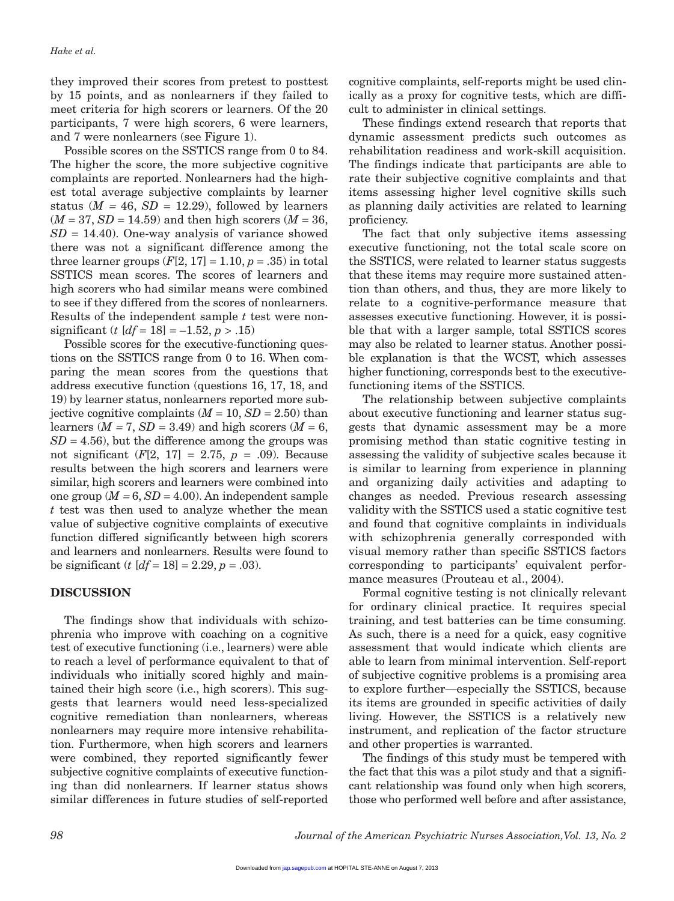they improved their scores from pretest to posttest by 15 points, and as nonlearners if they failed to meet criteria for high scorers or learners. Of the 20 participants, 7 were high scorers, 6 were learners, and 7 were nonlearners (see Figure 1).

Possible scores on the SSTICS range from 0 to 84. The higher the score, the more subjective cognitive complaints are reported. Nonlearners had the highest total average subjective complaints by learner status ($M$ = 46, $SD$ = 12.29), followed by learners ($M$ = 37, $SD$ = 14.59) and then high scorers ($M$ = 36, $SD$ = 14.40). One-way analysis of variance showed there was not a significant difference among the three learner groups ($F[2, 17] = 1.10, p = .35$) in total SSTICS mean scores. The scores of learners and high scorers who had similar means were combined to see if they differed from the scores of nonlearners. Results of the independent sample $t$ test were nonsignificant ($t\ [df = 18] = -1.52, p > .15$)

Possible scores for the executive-functioning questions on the SSTICS range from 0 to 16. When comparing the mean scores from the questions that address executive function (questions 16, 17, 18, and 19) by learner status, nonlearners reported more subjective cognitive complaints ($M$ = 10, $SD$ = 2.50) than learners ($M$ = 7, $SD$ = 3.49) and high scorers ($M$ = 6, $SD$ = 4.56), but the difference among the groups was not significant ($F[2, 17] = 2.75, p = .09$). Because results between the high scorers and learners were similar, high scorers and learners were combined into one group ($M$ = 6, $SD$ = 4.00). An independent sample $t$ test was then used to analyze whether the mean value of subjective cognitive complaints of executive function differed significantly between high scorers and learners and nonlearners. Results were found to be significant ($t\ [df = 18] = 2.29, p = .03$).

## DISCUSSION

The findings show that individuals with schizophrenia who improve with coaching on a cognitive test of executive functioning (i.e., learners) were able to reach a level of performance equivalent to that of individuals who initially scored highly and maintained their high score (i.e., high scorers). This suggests that learners would need less-specialized cognitive remediation than nonlearners, whereas nonlearners may require more intensive rehabilitation. Furthermore, when high scorers and learners were combined, they reported significantly fewer subjective cognitive complaints of executive functioning than did nonlearners. If learner status shows similar differences in future studies of self-reported cognitive complaints, self-reports might be used clinically as a proxy for cognitive tests, which are difficult to administer in clinical settings.

These findings extend research that reports that dynamic assessment predicts such outcomes as rehabilitation readiness and work-skill acquisition. The findings indicate that participants are able to rate their subjective cognitive complaints and that items assessing higher level cognitive skills such as planning daily activities are related to learning proficiency.

The fact that only subjective items assessing executive functioning, not the total scale score on the SSTICS, were related to learner status suggests that these items may require more sustained attention than others, and thus, they are more likely to relate to a cognitive-performance measure that assesses executive functioning. However, it is possible that with a larger sample, total SSTICS scores may also be related to learner status. Another possible explanation is that the WCST, which assesses higher functioning, corresponds best to the executive-functioning items of the SSTICS.

The relationship between subjective complaints about executive functioning and learner status suggests that dynamic assessment may be a more promising method than static cognitive testing in assessing the validity of subjective scales because it is similar to learning from experience in planning and organizing daily activities and adapting to changes as needed. Previous research assessing validity with the SSTICS used a static cognitive test and found that cognitive complaints in individuals with schizophrenia generally corresponded with visual memory rather than specific SSTICS factors corresponding to participants' equivalent performance measures (Prouteau et al., 2004).

Formal cognitive testing is not clinically relevant for ordinary clinical practice. It requires special training, and test batteries can be time consuming. As such, there is a need for a quick, easy cognitive assessment that would indicate which clients are able to learn from minimal intervention. Self-report of subjective cognitive problems is a promising area to explore further—especially the SSTICS, because its items are grounded in specific activities of daily living. However, the SSTICS is a relatively new instrument, and replication of the factor structure and other properties is warranted.

The findings of this study must be tempered with the fact that this was a pilot study and that a significant relationship was found only when high scorers, those who performed well before and after assistance,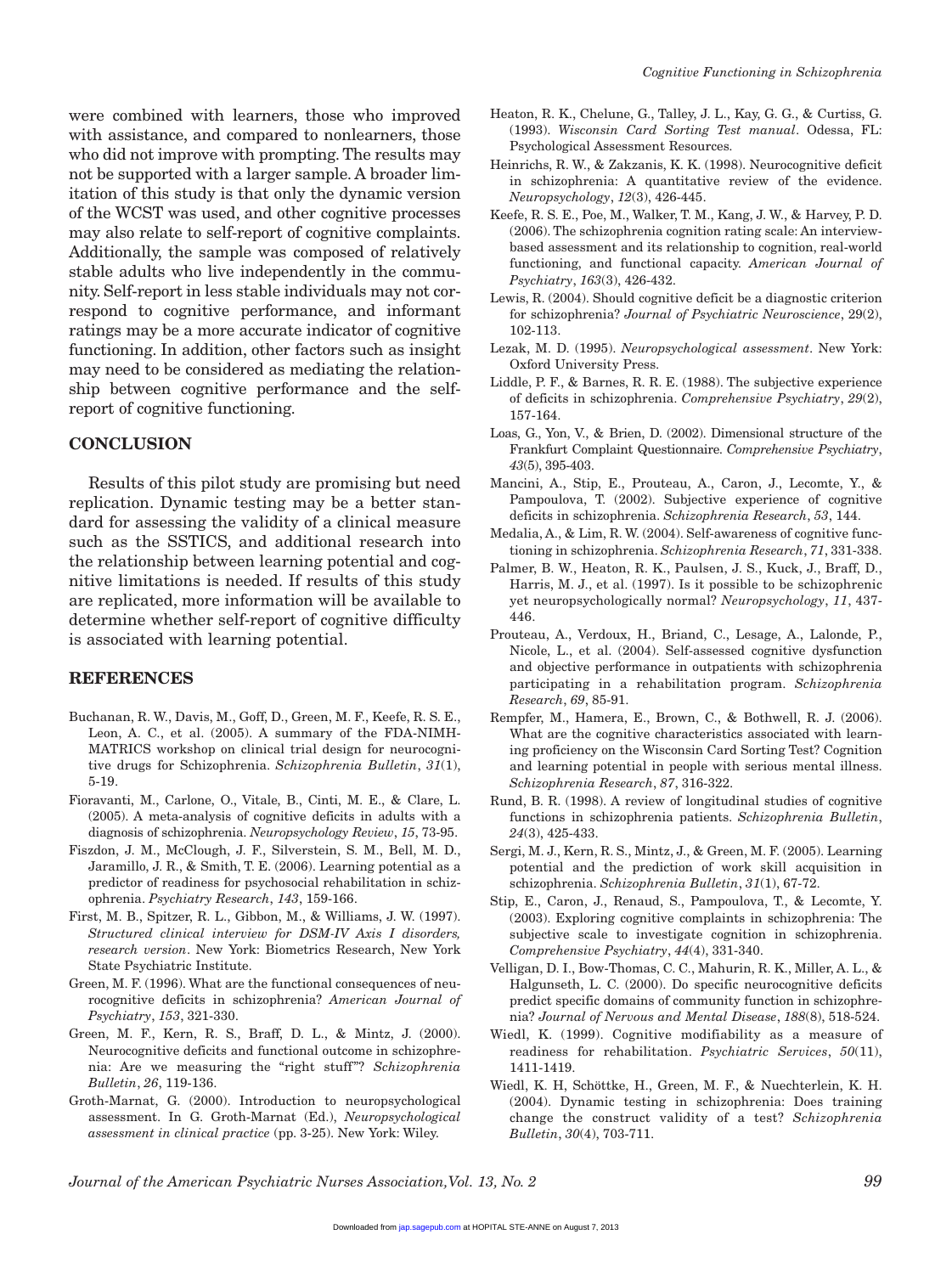were combined with learners, those who improved with assistance, and compared to nonlearners, those who did not improve with prompting. The results may not be supported with a larger sample. A broader limitation of this study is that only the dynamic version of the WCST was used, and other cognitive processes may also relate to self-report of cognitive complaints. Additionally, the sample was composed of relatively stable adults who live independently in the community. Self-report in less stable individuals may not correspond to cognitive performance, and informant ratings may be a more accurate indicator of cognitive functioning. In addition, other factors such as insight may need to be considered as mediating the relationship between cognitive performance and the self-report of cognitive functioning.

## CONCLUSION

Results of this pilot study are promising but need replication. Dynamic testing may be a better standard for assessing the validity of a clinical measure such as the SSTICS, and additional research into the relationship between learning potential and cognitive limitations is needed. If results of this study are replicated, more information will be available to determine whether self-report of cognitive difficulty is associated with learning potential.

## REFERENCES

Buchanan, R. W., Davis, M., Goff, D., Green, M. F., Keefe, R. S. E., Leon, A. C., et al. (2005). A summary of the FDA-NIMH-MATRICS workshop on clinical trial design for neurocognitive drugs for Schizophrenia. *Schizophrenia Bulletin*, *31*(1), 5-19.

Fioravanti, M., Carlone, O., Vitale, B., Cinti, M. E., & Clare, L. (2005). A meta-analysis of cognitive deficits in adults with a diagnosis of schizophrenia. *Neuropsychology Review*, *15*, 73-95.

Fiszdon, J. M., McClough, J. F., Silverstein, S. M., Bell, M. D., Jaramillo, J. R., & Smith, T. E. (2006). Learning potential as a predictor of readiness for psychosocial rehabilitation in schizophrenia. *Psychiatry Research*, *143*, 159-166.

First, M. B., Spitzer, R. L., Gibbon, M., & Williams, J. W. (1997). *Structured clinical interview for DSM-IV Axis I disorders, research version*. New York: Biometrics Research, New York State Psychiatric Institute.

Green, M. F. (1996). What are the functional consequences of neurocognitive deficits in schizophrenia? *American Journal of Psychiatry*, *153*, 321-330.

Green, M. F., Kern, R. S., Braff, D. L., & Mintz, J. (2000). Neurocognitive deficits and functional outcome in schizophrenia: Are we measuring the "right stuff"? *Schizophrenia Bulletin*, *26*, 119-136.

Groth-Marnat, G. (2000). Introduction to neuropsychological assessment. In G. Groth-Marnat (Ed.), *Neuropsychological assessment in clinical practice* (pp. 3-25). New York: Wiley.

Heaton, R. K., Chelune, G., Talley, J. L., Kay, G. G., & Curtiss, G. (1993). *Wisconsin Card Sorting Test manual*. Odessa, FL: Psychological Assessment Resources.

Heinrichs, R. W., & Zakzanis, K. K. (1998). Neurocognitive deficit in schizophrenia: A quantitative review of the evidence. *Neuropsychology*, *12*(3), 426-445.

Keefe, R. S. E., Poe, M., Walker, T. M., Kang, J. W., & Harvey, P. D. (2006). The schizophrenia cognition rating scale: An interview-based assessment and its relationship to cognition, real-world functioning, and functional capacity. *American Journal of Psychiatry*, *163*(3), 426-432.

Lewis, R. (2004). Should cognitive deficit be a diagnostic criterion for schizophrenia? *Journal of Psychiatric Neuroscience*, 29(2), 102-113.

Lezak, M. D. (1995). *Neuropsychological assessment*. New York: Oxford University Press.

Liddle, P. F., & Barnes, R. R. E. (1988). The subjective experience of deficits in schizophrenia. *Comprehensive Psychiatry*, *29*(2), 157-164.

Loas, G., Yon, V., & Brien, D. (2002). Dimensional structure of the Frankfurt Complaint Questionnaire. *Comprehensive Psychiatry*, *43*(5), 395-403.

Mancini, A., Stip, E., Prouteau, A., Caron, J., Lecomte, Y., & Pampoulova, T. (2002). Subjective experience of cognitive deficits in schizophrenia. *Schizophrenia Research*, *53*, 144.

Medalia, A., & Lim, R. W. (2004). Self-awareness of cognitive functioning in schizophrenia. *Schizophrenia Research*, *71*, 331-338.

Palmer, B. W., Heaton, R. K., Paulsen, J. S., Kuck, J., Braff, D., Harris, M. J., et al. (1997). Is it possible to be schizophrenic yet neuropsychologically normal? *Neuropsychology*, *11*, 437-446.

Prouteau, A., Verdoux, H., Briand, C., Lesage, A., Lalonde, P., Nicole, L., et al. (2004). Self-assessed cognitive dysfunction and objective performance in outpatients with schizophrenia participating in a rehabilitation program. *Schizophrenia Research*, *69*, 85-91.

Rempfer, M., Hamera, E., Brown, C., & Bothwell, R. J. (2006). What are the cognitive characteristics associated with learning proficiency on the Wisconsin Card Sorting Test? Cognition and learning potential in people with serious mental illness. *Schizophrenia Research*, *87*, 316-322.

Rund, B. R. (1998). A review of longitudinal studies of cognitive functions in schizophrenia patients. *Schizophrenia Bulletin*, *24*(3), 425-433.

Sergi, M. J., Kern, R. S., Mintz, J., & Green, M. F. (2005). Learning potential and the prediction of work skill acquisition in schizophrenia. *Schizophrenia Bulletin*, *31*(1), 67-72.

Stip, E., Caron, J., Renaud, S., Pampoulova, T., & Lecomte, Y. (2003). Exploring cognitive complaints in schizophrenia: The subjective scale to investigate cognition in schizophrenia. *Comprehensive Psychiatry*, *44*(4), 331-340.

Velligan, D. I., Bow-Thomas, C. C., Mahurin, R. K., Miller, A. L., & Halgunseth, L. C. (2000). Do specific neurocognitive deficits predict specific domains of community function in schizophrenia? *Journal of Nervous and Mental Disease*, *188*(8), 518-524.

Wiedl, K. (1999). Cognitive modifiability as a measure of readiness for rehabilitation. *Psychiatric Services*, *50*(11), 1411-1419.

Wiedl, K. H, Schöttke, H., Green, M. F., & Nuechterlein, K. H. (2004). Dynamic testing in schizophrenia: Does training change the construct validity of a test? *Schizophrenia Bulletin*, *30*(4), 703-711.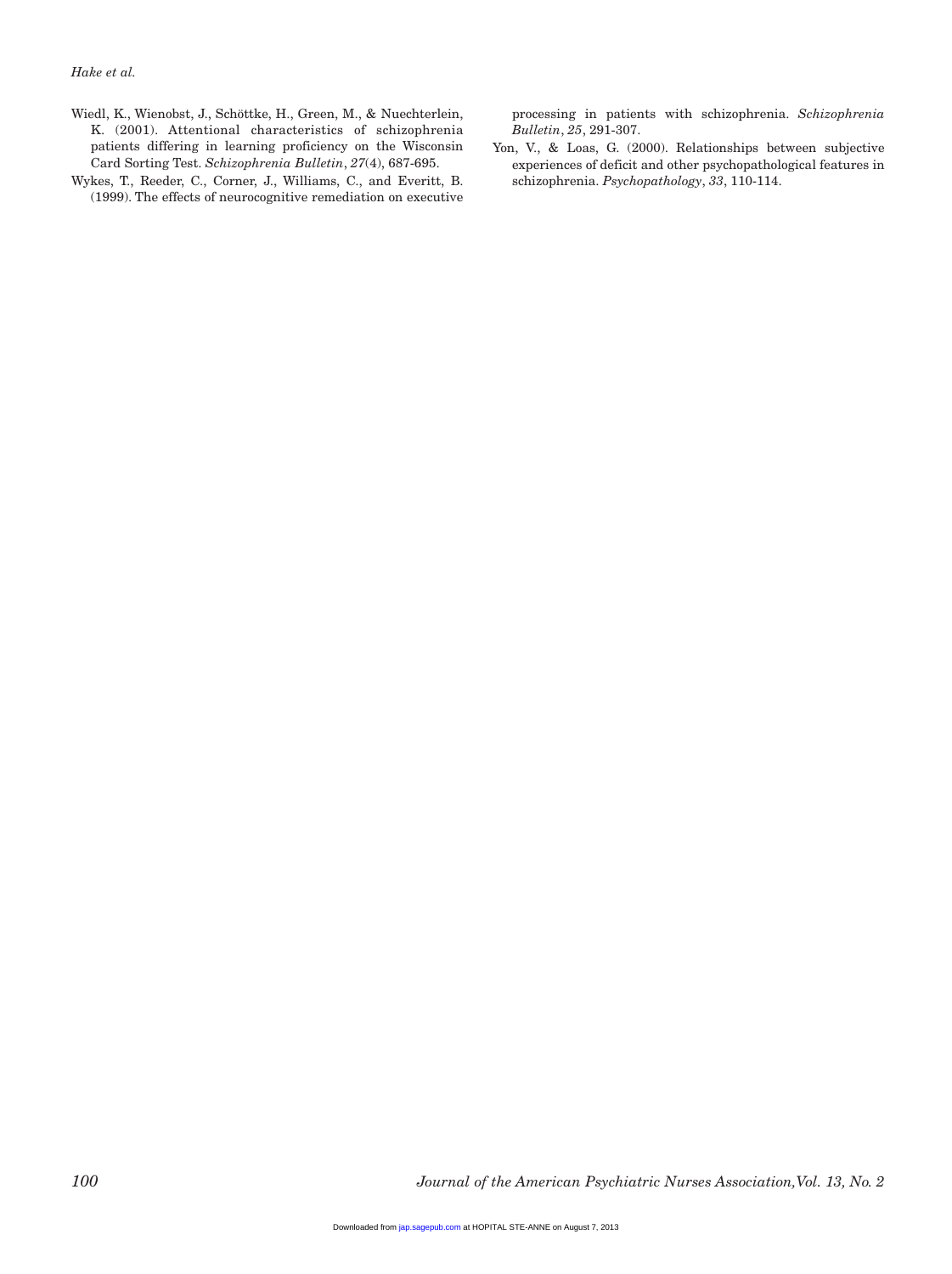Wiedl, K., Wienobst, J., Schöttke, H., Green, M., & Nuechterlein, K. (2001). Attentional characteristics of schizophrenia patients differing in learning proficiency on the Wisconsin Card Sorting Test. *Schizophrenia Bulletin*, *27*(4), 687-695.

Wykes, T., Reeder, C., Corner, J., Williams, C., and Everitt, B. (1999). The effects of neurocognitive remediation on executive processing in patients with schizophrenia. *Schizophrenia Bulletin*, *25*, 291-307.

Yon, V., & Loas, G. (2000). Relationships between subjective experiences of deficit and other psychopathological features in schizophrenia. *Psychopathology*, *33*, 110-114.